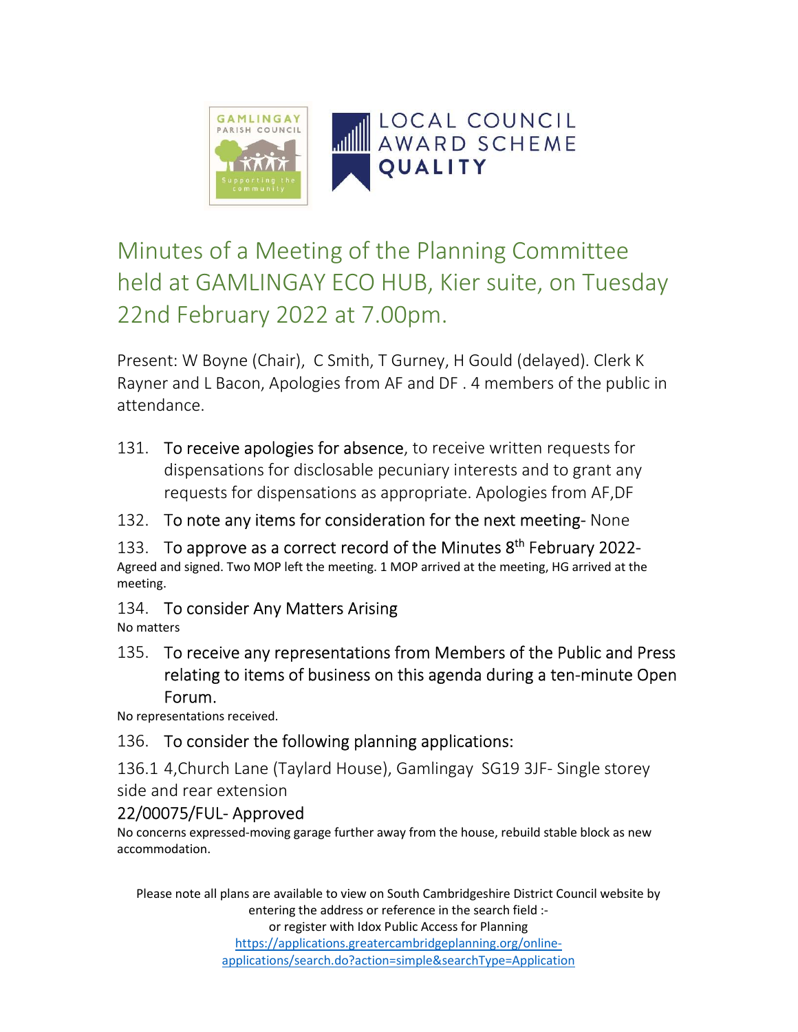# Minutes of a Meeting of the Planning Committee held at GAMLINGAY ECO HUB, Kier suite, on Tuesday 22nd February 2022 at 7.00pm.

Present: W Boyne (Chair), C Smith, T Gurney, H Gould (delayed). Clerk K Rayner and L Bacon, Apologies from AF and DF . 4 members of the public in attendance.

131. To receive apologies for absence, to receive written requests for dispensations for disclosable pecuniary interests and to grant any requests for dispensations as appropriate. Apologies from AF,DF

132. To note any items for consideration for the next meeting- None

133. To approve as a correct record of the Minutes 8th February 2022-
Agreed and signed. Two MOP left the meeting. 1 MOP arrived at the meeting, HG arrived at the meeting.

134. To consider Any Matters Arising
No matters

135. To receive any representations from Members of the Public and Press relating to items of business on this agenda during a ten-minute Open Forum.
No representations received.

136. To consider the following planning applications:

136.1 4,Church Lane (Taylard House), Gamlingay SG19 3JF- Single storey side and rear extension

22/00075/FUL- Approved

No concerns expressed-moving garage further away from the house, rebuild stable block as new accommodation.

Please note all plans are available to view on South Cambridgeshire District Council website by entering the address or reference in the search field :-
or register with Idox Public Access for Planning
https://applications.greatercambridgeplanning.org/online-applications/search.do?action=simple&searchType=Application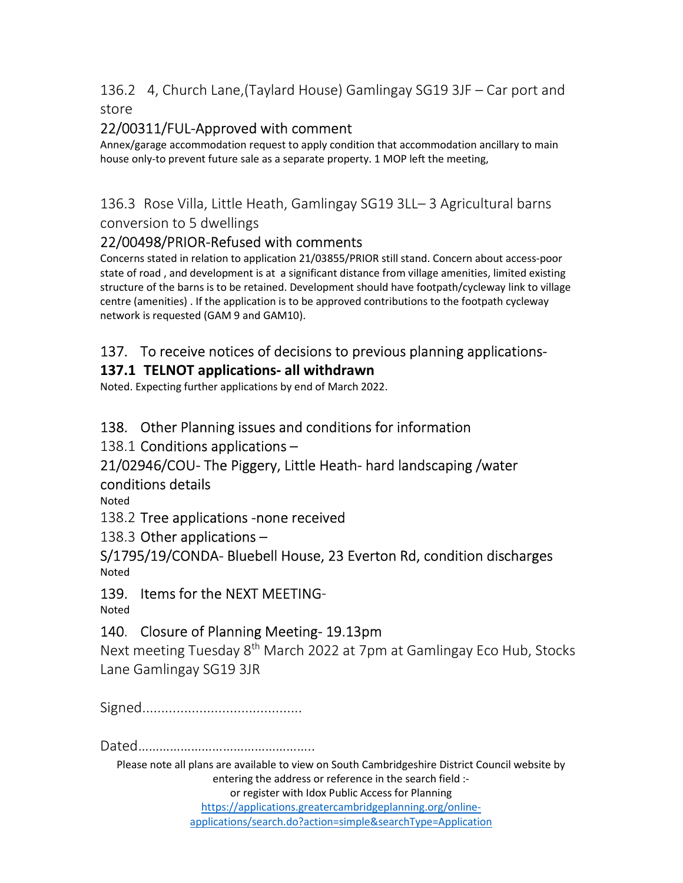136.2 4, Church Lane,(Taylard House) Gamlingay SG19 3JF – Car port and store

22/00311/FUL-Approved with comment

Annex/garage accommodation request to apply condition that accommodation ancillary to main house only-to prevent future sale as a separate property. 1 MOP left the meeting,

136.3 Rose Villa, Little Heath, Gamlingay SG19 3LL– 3 Agricultural barns conversion to 5 dwellings

22/00498/PRIOR-Refused with comments

Concerns stated in relation to application 21/03855/PRIOR still stand. Concern about access-poor state of road , and development is at a significant distance from village amenities, limited existing structure of the barns is to be retained. Development should have footpath/cycleway link to village centre (amenities) . If the application is to be approved contributions to the footpath cycleway network is requested (GAM 9 and GAM10).

137. To receive notices of decisions to previous planning applications-

**137.1 TELNOT applications- all withdrawn**

Noted. Expecting further applications by end of March 2022.

138. Other Planning issues and conditions for information

138.1 Conditions applications –

21/02946/COU- The Piggery, Little Heath- hard landscaping /water conditions details

Noted

138.2 Tree applications -none received

138.3 Other applications –

S/1795/19/CONDA- Bluebell House, 23 Everton Rd, condition discharges

Noted

139. Items for the NEXT MEETING-

Noted

140. Closure of Planning Meeting- 19.13pm

Next meeting Tuesday 8th March 2022 at 7pm at Gamlingay Eco Hub, Stocks Lane Gamlingay SG19 3JR

Signed..........................................

Dated……………………………………………..

Please note all plans are available to view on South Cambridgeshire District Council website by entering the address or reference in the search field :-
or register with Idox Public Access for Planning
https://applications.greatercambridgeplanning.org/online-applications/search.do?action=simple&searchType=Application